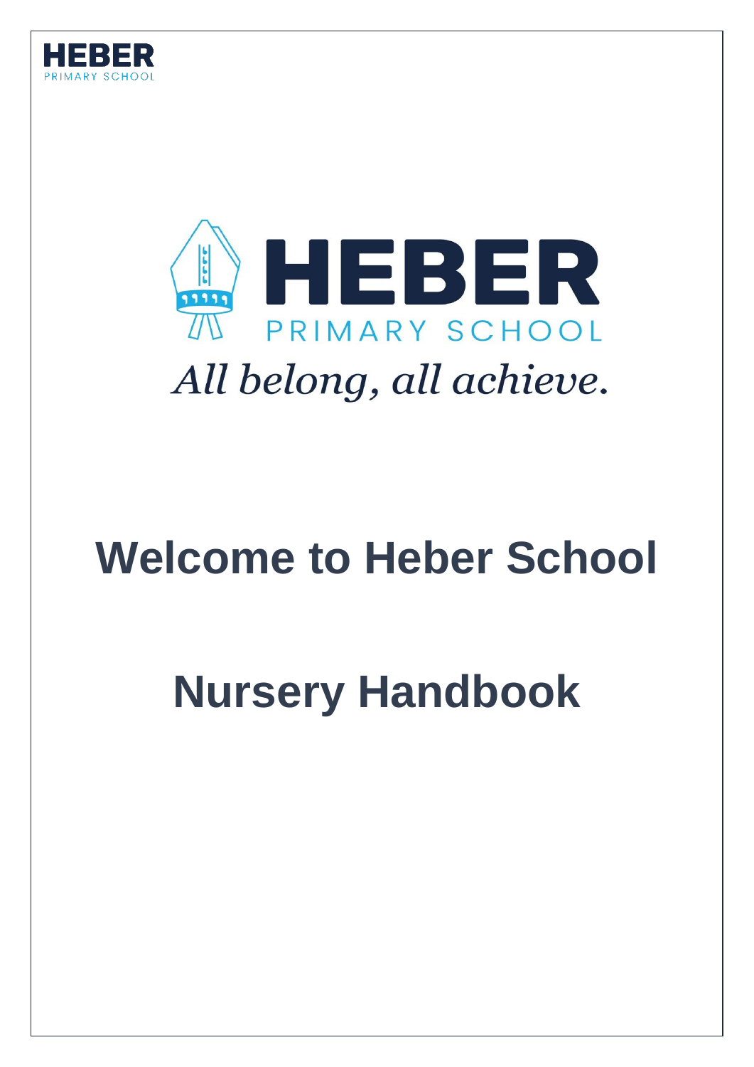HEBER
PRIMARY SCHOOL

HEBER
PRIMARY SCHOOL

*All belong, all achieve.*

# Welcome to Heber School

# Nursery Handbook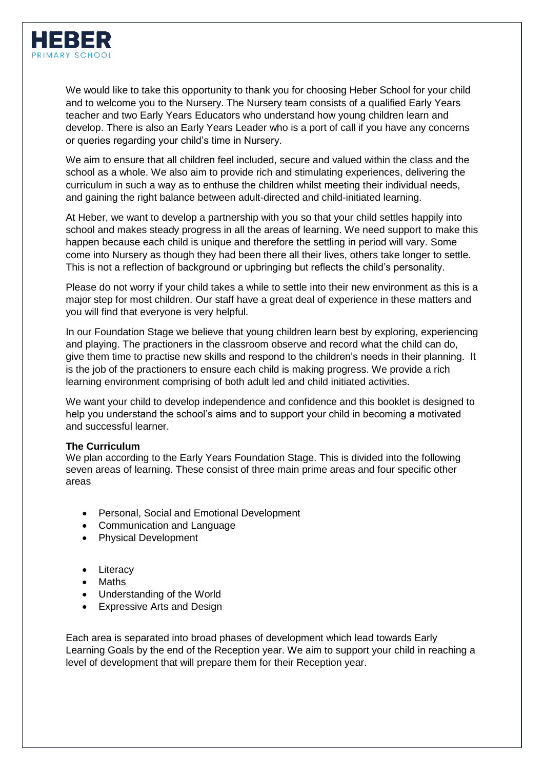We would like to take this opportunity to thank you for choosing Heber School for your child and to welcome you to the Nursery. The Nursery team consists of a qualified Early Years teacher and two Early Years Educators who understand how young children learn and develop. There is also an Early Years Leader who is a port of call if you have any concerns or queries regarding your child's time in Nursery.

We aim to ensure that all children feel included, secure and valued within the class and the school as a whole. We also aim to provide rich and stimulating experiences, delivering the curriculum in such a way as to enthuse the children whilst meeting their individual needs, and gaining the right balance between adult-directed and child-initiated learning.

At Heber, we want to develop a partnership with you so that your child settles happily into school and makes steady progress in all the areas of learning. We need support to make this happen because each child is unique and therefore the settling in period will vary. Some come into Nursery as though they had been there all their lives, others take longer to settle. This is not a reflection of background or upbringing but reflects the child's personality.

Please do not worry if your child takes a while to settle into their new environment as this is a major step for most children. Our staff have a great deal of experience in these matters and you will find that everyone is very helpful.

In our Foundation Stage we believe that young children learn best by exploring, experiencing and playing. The practioners in the classroom observe and record what the child can do, give them time to practise new skills and respond to the children's needs in their planning. It is the job of the practioners to ensure each child is making progress. We provide a rich learning environment comprising of both adult led and child initiated activities.

We want your child to develop independence and confidence and this booklet is designed to help you understand the school's aims and to support your child in becoming a motivated and successful learner.

**The Curriculum**

We plan according to the Early Years Foundation Stage. This is divided into the following seven areas of learning. These consist of three main prime areas and four specific other areas

- Personal, Social and Emotional Development
- Communication and Language
- Physical Development

- Literacy
- Maths
- Understanding of the World
- Expressive Arts and Design

Each area is separated into broad phases of development which lead towards Early Learning Goals by the end of the Reception year. We aim to support your child in reaching a level of development that will prepare them for their Reception year.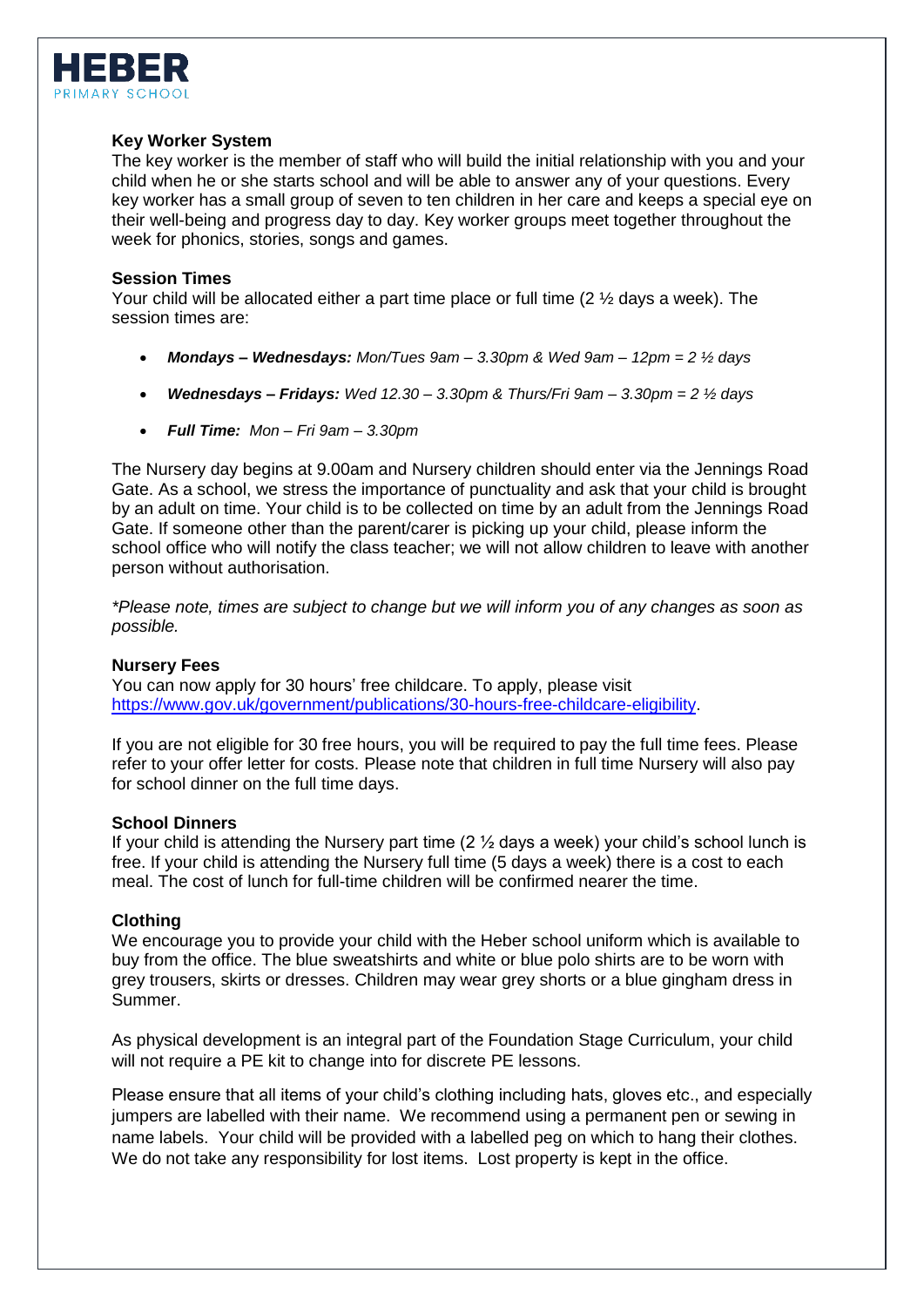### Key Worker System

The key worker is the member of staff who will build the initial relationship with you and your child when he or she starts school and will be able to answer any of your questions. Every key worker has a small group of seven to ten children in her care and keeps a special eye on their well-being and progress day to day. Key worker groups meet together throughout the week for phonics, stories, songs and games.

### Session Times

Your child will be allocated either a part time place or full time (2 ½ days a week). The session times are:

- ***Mondays – Wednesdays:*** *Mon/Tues 9am – 3.30pm & Wed 9am – 12pm = 2 ½ days*
- ***Wednesdays – Fridays:*** *Wed 12.30 – 3.30pm & Thurs/Fri 9am – 3.30pm = 2 ½ days*
- ***Full Time:*** *Mon – Fri 9am – 3.30pm*

The Nursery day begins at 9.00am and Nursery children should enter via the Jennings Road Gate. As a school, we stress the importance of punctuality and ask that your child is brought by an adult on time. Your child is to be collected on time by an adult from the Jennings Road Gate. If someone other than the parent/carer is picking up your child, please inform the school office who will notify the class teacher; we will not allow children to leave with another person without authorisation.

*\*Please note, times are subject to change but we will inform you of any changes as soon as possible.*

### Nursery Fees

You can now apply for 30 hours' free childcare. To apply, please visit [https://www.gov.uk/government/publications/30-hours-free-childcare-eligibility](https://www.gov.uk/government/publications/30-hours-free-childcare-eligibility).

If you are not eligible for 30 free hours, you will be required to pay the full time fees. Please refer to your offer letter for costs. Please note that children in full time Nursery will also pay for school dinner on the full time days.

### School Dinners

If your child is attending the Nursery part time (2 ½ days a week) your child's school lunch is free. If your child is attending the Nursery full time (5 days a week) there is a cost to each meal. The cost of lunch for full-time children will be confirmed nearer the time.

### Clothing

We encourage you to provide your child with the Heber school uniform which is available to buy from the office. The blue sweatshirts and white or blue polo shirts are to be worn with grey trousers, skirts or dresses. Children may wear grey shorts or a blue gingham dress in Summer.

As physical development is an integral part of the Foundation Stage Curriculum, your child will not require a PE kit to change into for discrete PE lessons.

Please ensure that all items of your child's clothing including hats, gloves etc., and especially jumpers are labelled with their name. We recommend using a permanent pen or sewing in name labels. Your child will be provided with a labelled peg on which to hang their clothes. We do not take any responsibility for lost items. Lost property is kept in the office.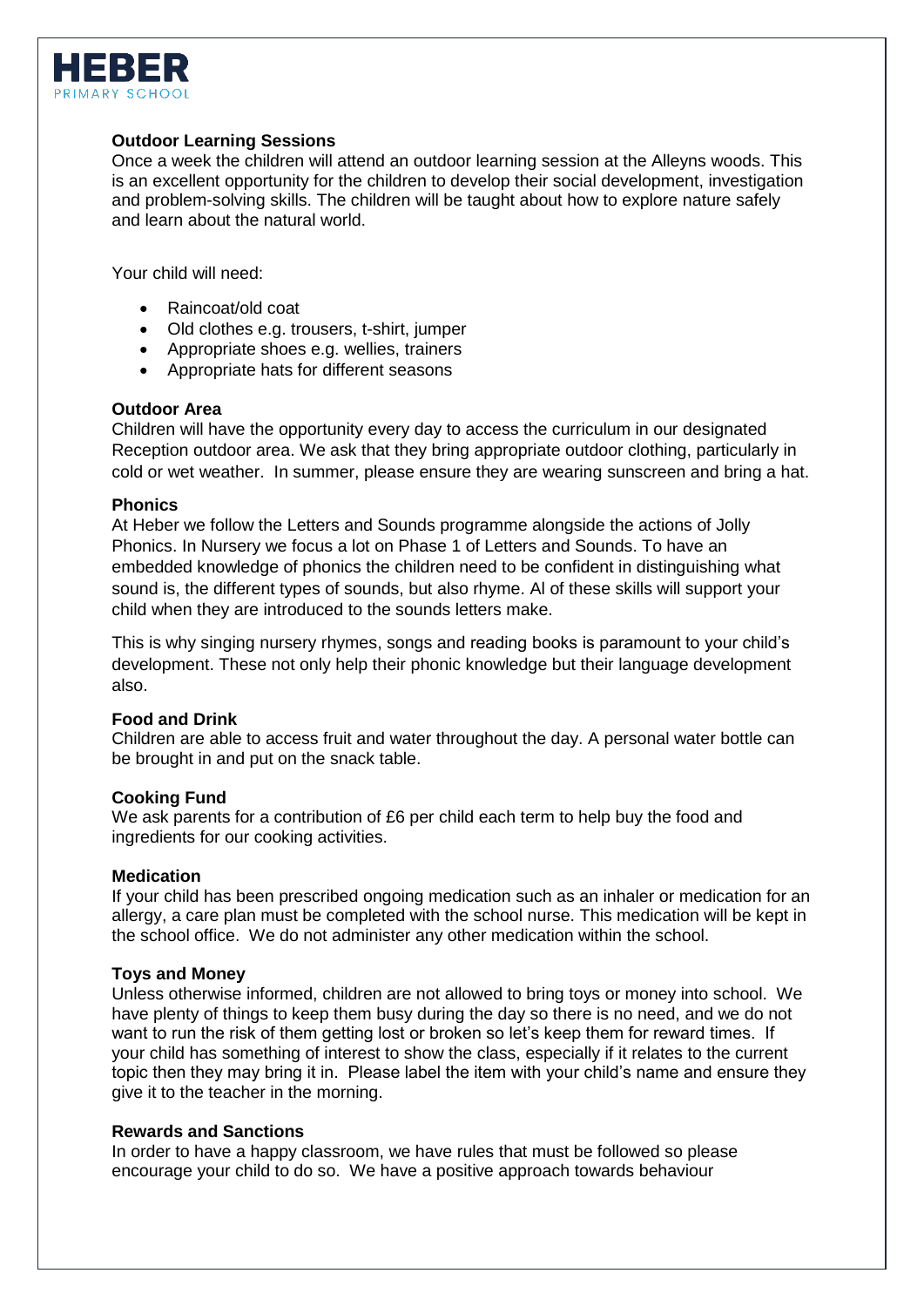### Outdoor Learning Sessions

Once a week the children will attend an outdoor learning session at the Alleyns woods. This is an excellent opportunity for the children to develop their social development, investigation and problem-solving skills. The children will be taught about how to explore nature safely and learn about the natural world.

Your child will need:

- Raincoat/old coat
- Old clothes e.g. trousers, t-shirt, jumper
- Appropriate shoes e.g. wellies, trainers
- Appropriate hats for different seasons

### Outdoor Area

Children will have the opportunity every day to access the curriculum in our designated Reception outdoor area. We ask that they bring appropriate outdoor clothing, particularly in cold or wet weather. In summer, please ensure they are wearing sunscreen and bring a hat.

### Phonics

At Heber we follow the Letters and Sounds programme alongside the actions of Jolly Phonics. In Nursery we focus a lot on Phase 1 of Letters and Sounds. To have an embedded knowledge of phonics the children need to be confident in distinguishing what sound is, the different types of sounds, but also rhyme. Al of these skills will support your child when they are introduced to the sounds letters make.

This is why singing nursery rhymes, songs and reading books is paramount to your child's development. These not only help their phonic knowledge but their language development also.

### Food and Drink

Children are able to access fruit and water throughout the day. A personal water bottle can be brought in and put on the snack table.

### Cooking Fund

We ask parents for a contribution of £6 per child each term to help buy the food and ingredients for our cooking activities.

### Medication

If your child has been prescribed ongoing medication such as an inhaler or medication for an allergy, a care plan must be completed with the school nurse. This medication will be kept in the school office. We do not administer any other medication within the school.

### Toys and Money

Unless otherwise informed, children are not allowed to bring toys or money into school. We have plenty of things to keep them busy during the day so there is no need, and we do not want to run the risk of them getting lost or broken so let's keep them for reward times. If your child has something of interest to show the class, especially if it relates to the current topic then they may bring it in. Please label the item with your child's name and ensure they give it to the teacher in the morning.

### Rewards and Sanctions

In order to have a happy classroom, we have rules that must be followed so please encourage your child to do so. We have a positive approach towards behaviour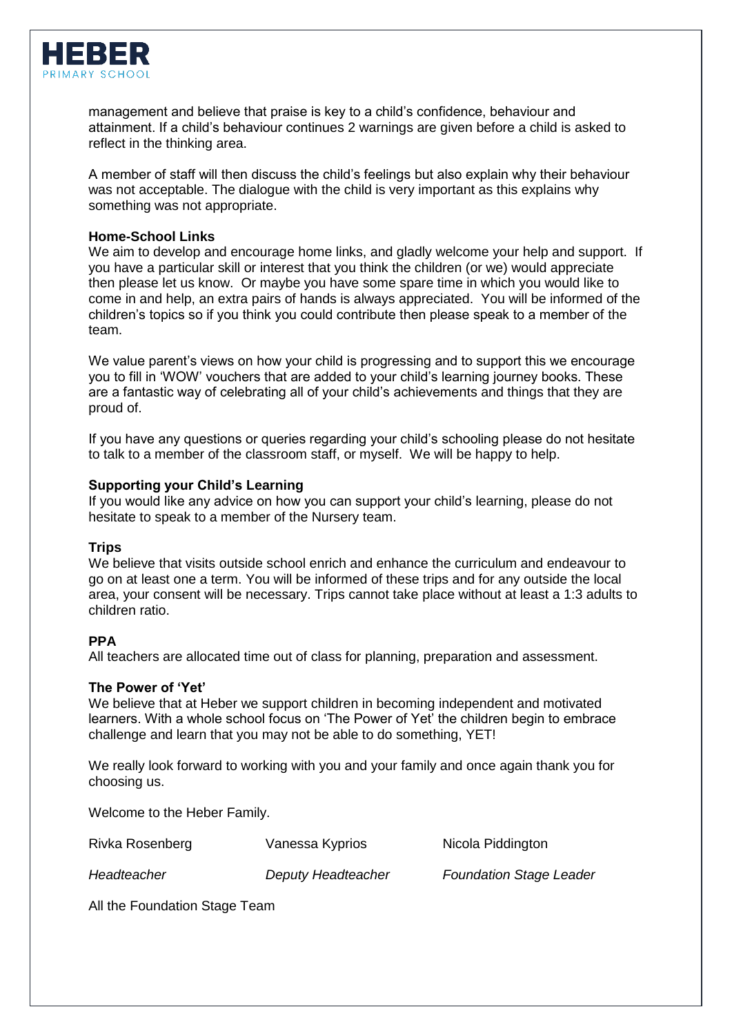management and believe that praise is key to a child's confidence, behaviour and attainment. If a child's behaviour continues 2 warnings are given before a child is asked to reflect in the thinking area.

A member of staff will then discuss the child's feelings but also explain why their behaviour was not acceptable. The dialogue with the child is very important as this explains why something was not appropriate.

**Home-School Links**

We aim to develop and encourage home links, and gladly welcome your help and support. If you have a particular skill or interest that you think the children (or we) would appreciate then please let us know. Or maybe you have some spare time in which you would like to come in and help, an extra pairs of hands is always appreciated. You will be informed of the children's topics so if you think you could contribute then please speak to a member of the team.

We value parent's views on how your child is progressing and to support this we encourage you to fill in 'WOW' vouchers that are added to your child's learning journey books. These are a fantastic way of celebrating all of your child's achievements and things that they are proud of.

If you have any questions or queries regarding your child's schooling please do not hesitate to talk to a member of the classroom staff, or myself. We will be happy to help.

**Supporting your Child's Learning**

If you would like any advice on how you can support your child's learning, please do not hesitate to speak to a member of the Nursery team.

**Trips**

We believe that visits outside school enrich and enhance the curriculum and endeavour to go on at least one a term. You will be informed of these trips and for any outside the local area, your consent will be necessary. Trips cannot take place without at least a 1:3 adults to children ratio.

**PPA**

All teachers are allocated time out of class for planning, preparation and assessment.

**The Power of 'Yet'**

We believe that at Heber we support children in becoming independent and motivated learners. With a whole school focus on 'The Power of Yet' the children begin to embrace challenge and learn that you may not be able to do something, YET!

We really look forward to working with you and your family and once again thank you for choosing us.

Welcome to the Heber Family.

| | | |
|---|---|---|
| Rivka Rosenberg | Vanessa Kyprios | Nicola Piddington |
| *Headteacher* | *Deputy Headteacher* | *Foundation Stage Leader* |

All the Foundation Stage Team